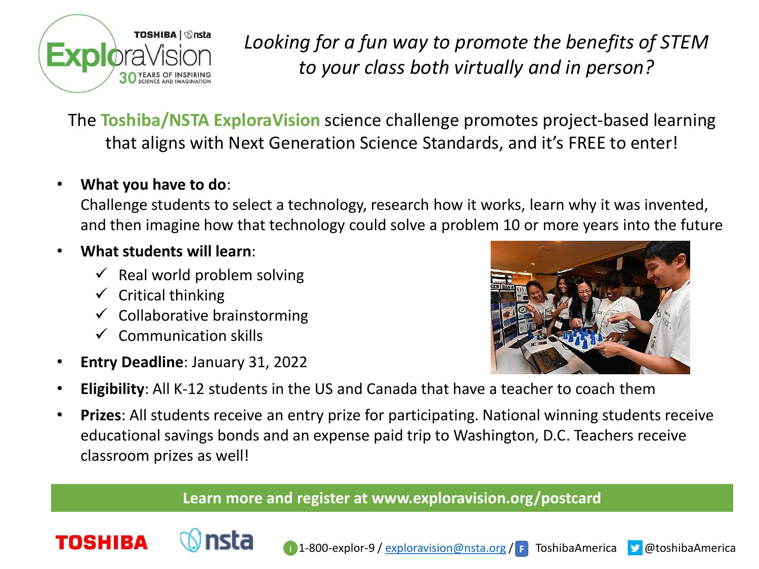*Looking for a fun way to promote the benefits of STEM to your class both virtually and in person?*

The **Toshiba/NSTA ExploraVision** science challenge promotes project-based learning that aligns with Next Generation Science Standards, and it's FREE to enter!

- **What you have to do**:
  Challenge students to select a technology, research how it works, learn why it was invented, and then imagine how that technology could solve a problem 10 or more years into the future
- **What students will learn**:
  - ✓ Real world problem solving
  - ✓ Critical thinking
  - ✓ Collaborative brainstorming
  - ✓ Communication skills
- **Entry Deadline**: January 31, 2022
- **Eligibility**: All K-12 students in the US and Canada that have a teacher to coach them
- **Prizes**: All students receive an entry prize for participating. National winning students receive educational savings bonds and an expense paid trip to Washington, D.C. Teachers receive classroom prizes as well!

**Learn more and register at www.exploravision.org/postcard**

TOSHIBA nsta

1-800-explor-9 / exploravision@nsta.org / ToshibaAmerica @toshibaAmerica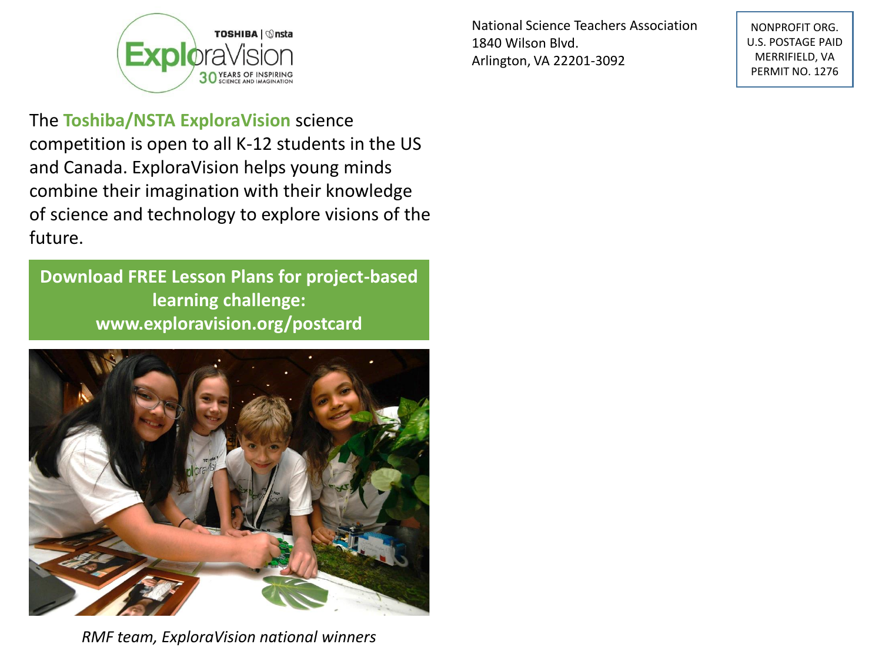National Science Teachers Association
1840 Wilson Blvd.
Arlington, VA 22201-3092

NONPROFIT ORG.
U.S. POSTAGE PAID
MERRIFIELD, VA
PERMIT NO. 1276

The **Toshiba/NSTA ExploraVision** science competition is open to all K-12 students in the US and Canada. ExploraVision helps young minds combine their imagination with their knowledge of science and technology to explore visions of the future.

**Download FREE Lesson Plans for project-based learning challenge: www.exploravision.org/postcard**

*RMF team, ExploraVision national winners*